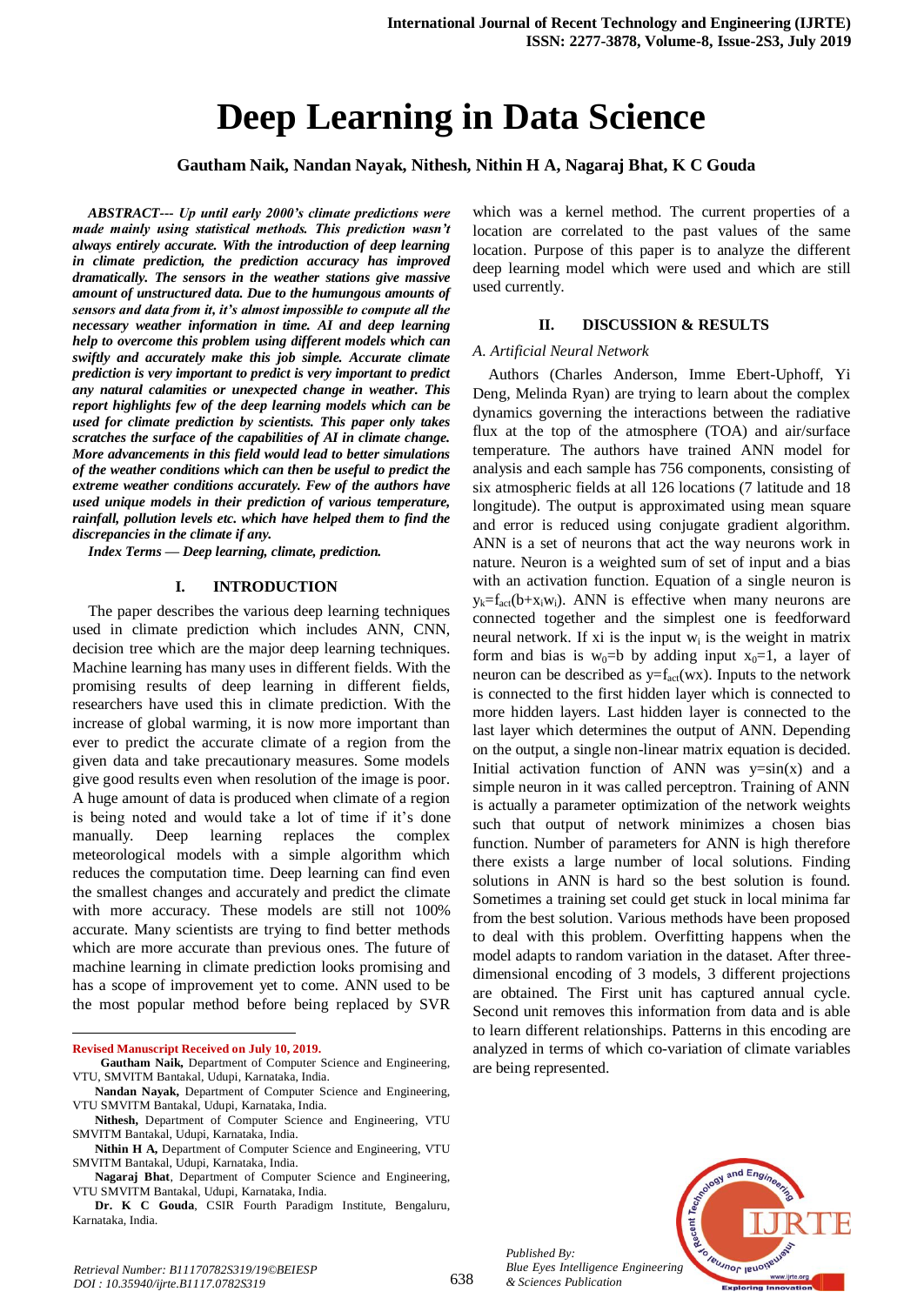# Deep Learning in Data Science

**Gautham Naik, Nandan Nayak, Nithesh, Nithin H A, Nagaraj Bhat, K C Gouda**

***ABSTRACT--- Up until early 2000's climate predictions were made mainly using statistical methods. This prediction wasn't always entirely accurate. With the introduction of deep learning in climate prediction, the prediction accuracy has improved dramatically. The sensors in the weather stations give massive amount of unstructured data. Due to the humungous amounts of sensors and data from it, it's almost impossible to compute all the necessary weather information in time. AI and deep learning help to overcome this problem using different models which can swiftly and accurately make this job simple. Accurate climate prediction is very important to predict is very important to predict any natural calamities or unexpected change in weather. This report highlights few of the deep learning models which can be used for climate prediction by scientists. This paper only takes scratches the surface of the capabilities of AI in climate change. More advancements in this field would lead to better simulations of the weather conditions which can then be useful to predict the extreme weather conditions accurately. Few of the authors have used unique models in their prediction of various temperature, rainfall, pollution levels etc. which have helped them to find the discrepancies in the climate if any.***

***Index Terms — Deep learning, climate, prediction.***

## I. INTRODUCTION

The paper describes the various deep learning techniques used in climate prediction which includes ANN, CNN, decision tree which are the major deep learning techniques. Machine learning has many uses in different fields. With the promising results of deep learning in different fields, researchers have used this in climate prediction. With the increase of global warming, it is now more important than ever to predict the accurate climate of a region from the given data and take precautionary measures. Some models give good results even when resolution of the image is poor. A huge amount of data is produced when climate of a region is being noted and would take a lot of time if it's done manually. Deep learning replaces the complex meteorological models with a simple algorithm which reduces the computation time. Deep learning can find even the smallest changes and accurately and predict the climate with more accuracy. These models are still not 100% accurate. Many scientists are trying to find better methods which are more accurate than previous ones. The future of machine learning in climate prediction looks promising and has a scope of improvement yet to come. ANN used to be the most popular method before being replaced by SVR which was a kernel method. The current properties of a location are correlated to the past values of the same location. Purpose of this paper is to analyze the different deep learning model which were used and which are still used currently.

**Revised Manuscript Received on July 10, 2019.**

**Gautham Naik,** Department of Computer Science and Engineering, VTU, SMVITM Bantakal, Udupi, Karnataka, India.

**Nandan Nayak,** Department of Computer Science and Engineering, VTU SMVITM Bantakal, Udupi, Karnataka, India.

**Nithesh,** Department of Computer Science and Engineering, VTU SMVITM Bantakal, Udupi, Karnataka, India.

**Nithin H A,** Department of Computer Science and Engineering, VTU SMVITM Bantakal, Udupi, Karnataka, India.

**Nagaraj Bhat**, Department of Computer Science and Engineering, VTU SMVITM Bantakal, Udupi, Karnataka, India.

**Dr. K C Gouda**, CSIR Fourth Paradigm Institute, Bengaluru, Karnataka, India.

## II. DISCUSSION & RESULTS

### *A. Artificial Neural Network*

Authors (Charles Anderson, Imme Ebert-Uphoff, Yi Deng, Melinda Ryan) are trying to learn about the complex dynamics governing the interactions between the radiative flux at the top of the atmosphere (TOA) and air/surface temperature. The authors have trained ANN model for analysis and each sample has 756 components, consisting of six atmospheric fields at all 126 locations (7 latitude and 18 longitude). The output is approximated using mean square and error is reduced using conjugate gradient algorithm. ANN is a set of neurons that act the way neurons work in nature. Neuron is a weighted sum of set of input and a bias with an activation function. Equation of a single neuron is $y_k=f_{act}(b+x_iw_i)$. ANN is effective when many neurons are connected together and the simplest one is feedforward neural network. If xi is the input $w_i$ is the weight in matrix form and bias is $w_0=b$ by adding input $x_0=1$, a layer of neuron can be described as $y=f_{act}(wx)$. Inputs to the network is connected to the first hidden layer which is connected to more hidden layers. Last hidden layer is connected to the last layer which determines the output of ANN. Depending on the output, a single non-linear matrix equation is decided. Initial activation function of ANN was $y=\sin(x)$ and a simple neuron in it was called perceptron. Training of ANN is actually a parameter optimization of the network weights such that output of network minimizes a chosen bias function. Number of parameters for ANN is high therefore there exists a large number of local solutions. Finding solutions in ANN is hard so the best solution is found. Sometimes a training set could get stuck in local minima far from the best solution. Various methods have been proposed to deal with this problem. Overfitting happens when the model adapts to random variation in the dataset. After three-dimensional encoding of 3 models, 3 different projections are obtained. The First unit has captured annual cycle. Second unit removes this information from data and is able to learn different relationships. Patterns in this encoding are analyzed in terms of which co-variation of climate variables are being represented.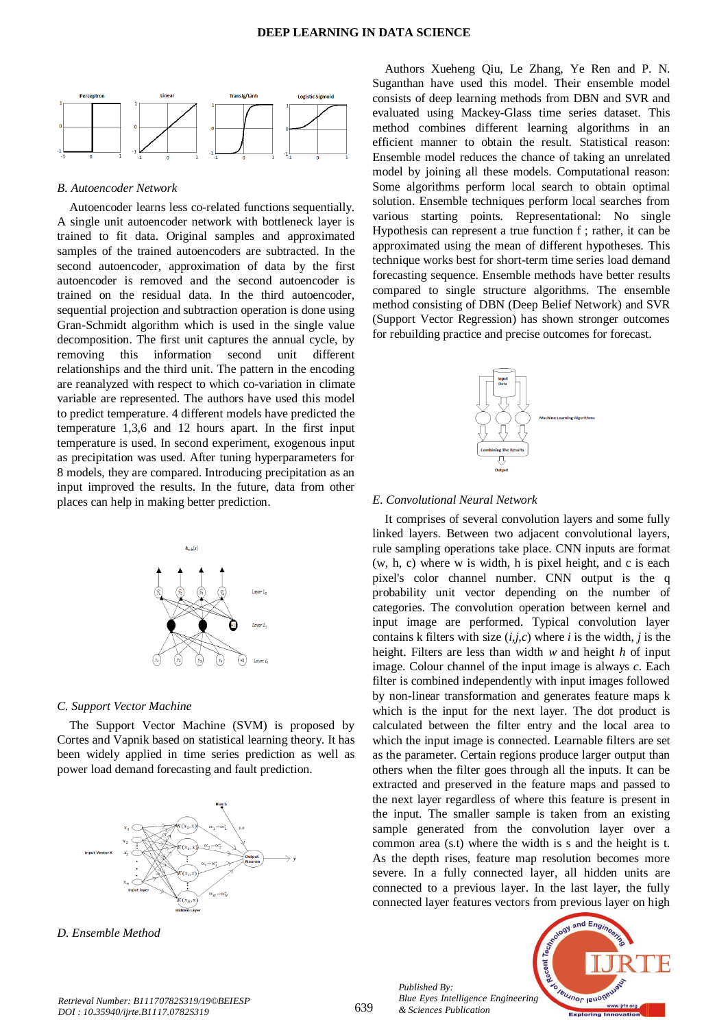### B. Autoencoder Network

Autoencoder learns less co-related functions sequentially. A single unit autoencoder network with bottleneck layer is trained to fit data. Original samples and approximated samples of the trained autoencoders are subtracted. In the second autoencoder, approximation of data by the first autoencoder is removed and the second autoencoder is trained on the residual data. In the third autoencoder, sequential projection and subtraction operation is done using Gran-Schmidt algorithm which is used in the single value decomposition. The first unit captures the annual cycle, by removing this information second unit different relationships and the third unit. The pattern in the encoding are reanalyzed with respect to which co-variation in climate variable are represented. The authors have used this model to predict temperature. 4 different models have predicted the temperature 1,3,6 and 12 hours apart. In the first input temperature is used. In second experiment, exogenous input as precipitation was used. After tuning hyperparameters for 8 models, they are compared. Introducing precipitation as an input improved the results. In the future, data from other places can help in making better prediction.

### C. Support Vector Machine

The Support Vector Machine (SVM) is proposed by Cortes and Vapnik based on statistical learning theory. It has been widely applied in time series prediction as well as power load demand forecasting and fault prediction.

### D. Ensemble Method

Authors Xueheng Qiu, Le Zhang, Ye Ren and P. N. Suganthan have used this model. Their ensemble model consists of deep learning methods from DBN and SVR and evaluated using Mackey-Glass time series dataset. This method combines different learning algorithms in an efficient manner to obtain the result. Statistical reason: Ensemble model reduces the chance of taking an unrelated model by joining all these models. Computational reason: Some algorithms perform local search to obtain optimal solution. Ensemble techniques perform local searches from various starting points. Representational: No single Hypothesis can represent a true function f ; rather, it can be approximated using the mean of different hypotheses. This technique works best for short-term time series load demand forecasting sequence. Ensemble methods have better results compared to single structure algorithms. The ensemble method consisting of DBN (Deep Belief Network) and SVR (Support Vector Regression) has shown stronger outcomes for rebuilding practice and precise outcomes for forecast.

### E. Convolutional Neural Network

It comprises of several convolution layers and some fully linked layers. Between two adjacent convolutional layers, rule sampling operations take place. CNN inputs are format (w, h, c) where w is width, h is pixel height, and c is each pixel's color channel number. CNN output is the q probability unit vector depending on the number of categories. The convolution operation between kernel and input image are performed. Typical convolution layer contains k filters with size ($i$,$j$,$c$) where $i$ is the width, $j$ is the height. Filters are less than width $w$ and height $h$ of input image. Colour channel of the input image is always $c$. Each filter is combined independently with input images followed by non-linear transformation and generates feature maps k which is the input for the next layer. The dot product is calculated between the filter entry and the local area to which the input image is connected. Learnable filters are set as the parameter. Certain regions produce larger output than others when the filter goes through all the inputs. It can be extracted and preserved in the feature maps and passed to the next layer regardless of where this feature is present in the input. The smaller sample is taken from an existing sample generated from the convolution layer over a common area (s.t) where the width is s and the height is t. As the depth rises, feature map resolution becomes more severe. In a fully connected layer, all hidden units are connected to a previous layer. In the last layer, the fully connected layer features vectors from previous layer on high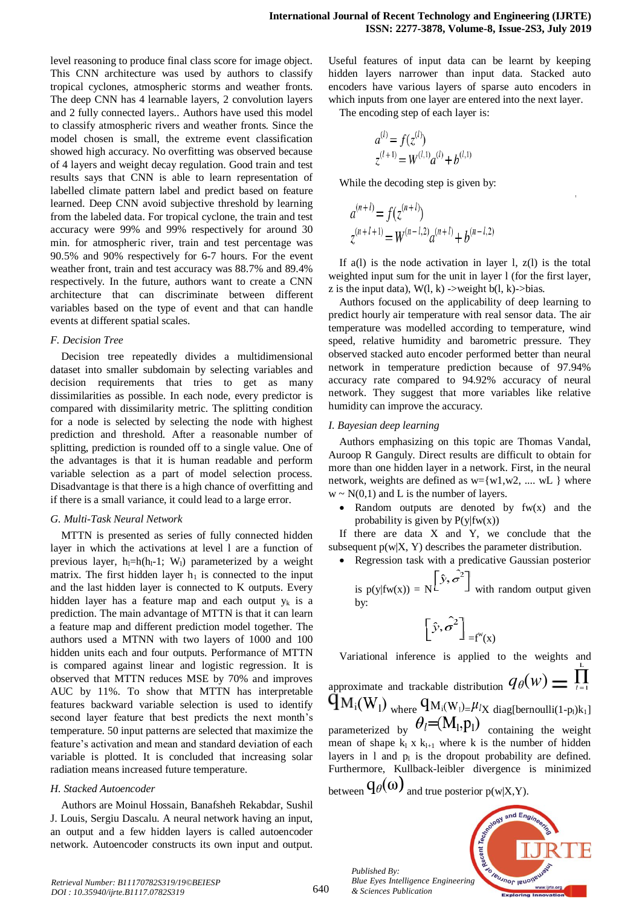level reasoning to produce final class score for image object. This CNN architecture was used by authors to classify tropical cyclones, atmospheric storms and weather fronts. The deep CNN has 4 learnable layers, 2 convolution layers and 2 fully connected layers.. Authors have used this model to classify atmospheric rivers and weather fronts. Since the model chosen is small, the extreme event classification showed high accuracy. No overfitting was observed because of 4 layers and weight decay regulation. Good train and test results says that CNN is able to learn representation of labelled climate pattern label and predict based on feature learned. Deep CNN avoid subjective threshold by learning from the labeled data. For tropical cyclone, the train and test accuracy were 99% and 99% respectively for around 30 min. for atmospheric river, train and test percentage was 90.5% and 90% respectively for 6-7 hours. For the event weather front, train and test accuracy was 88.7% and 89.4% respectively. In the future, authors want to create a CNN architecture that can discriminate between different variables based on the type of event and that can handle events at different spatial scales.

### *F. Decision Tree*

Decision tree repeatedly divides a multidimensional dataset into smaller subdomain by selecting variables and decision requirements that tries to get as many dissimilarities as possible. In each node, every predictor is compared with dissimilarity metric. The splitting condition for a node is selected by selecting the node with highest prediction and threshold. After a reasonable number of splitting, prediction is rounded off to a single value. One of the advantages is that it is human readable and perform variable selection as a part of model selection process. Disadvantage is that there is a high chance of overfitting and if there is a small variance, it could lead to a large error.

### *G. Multi-Task Neural Network*

MTTN is presented as series of fully connected hidden layer in which the activations at level l are a function of previous layer, $h_l=h(h_l-1; W_l)$ parameterized by a weight matrix. The first hidden layer $h_1$ is connected to the input and the last hidden layer is connected to K outputs. Every hidden layer has a feature map and each output $y_k$ is a prediction. The main advantage of MTTN is that it can learn a feature map and different prediction model together. The authors used a MTNN with two layers of 1000 and 100 hidden units each and four outputs. Performance of MTTN is compared against linear and logistic regression. It is observed that MTTN reduces MSE by 70% and improves AUC by 11%. To show that MTTN has interpretable features backward variable selection is used to identify second layer feature that best predicts the next month's temperature. 50 input patterns are selected that maximize the feature's activation and mean and standard deviation of each variable is plotted. It is concluded that increasing solar radiation means increased future temperature.

### *H. Stacked Autoencoder*

Authors are Moinul Hossain, Banafsheh Rekabdar, Sushil J. Louis, Sergiu Dascalu. A neural network having an input, an output and a few hidden layers is called autoencoder network. Autoencoder constructs its own input and output. Useful features of input data can be learnt by keeping hidden layers narrower than input data. Stacked auto encoders have various layers of sparse auto encoders in which inputs from one layer are entered into the next layer.

The encoding step of each layer is:

$$a^{(l)} = f(z^{(l)})$$
$$z^{(l+1)} = W^{(l,1)}a^{(l)} + b^{(l,1)}$$

While the decoding step is given by:

$$a^{(n+l)} = f(z^{(n+l)})$$
$$z^{(n+l+1)} = W^{(n-l,2)}a^{(n+l)} + b^{(n-l,2)}$$

If a(l) is the node activation in layer l, z(l) is the total weighted input sum for the unit in layer l (for the first layer, z is the input data), W(l, k) ->weight b(l, k)->bias.

Authors focused on the applicability of deep learning to predict hourly air temperature with real sensor data. The air temperature was modelled according to temperature, wind speed, relative humidity and barometric pressure. They observed stacked auto encoder performed better than neural network in temperature prediction because of 97.94% accuracy rate compared to 94.92% accuracy of neural network. They suggest that more variables like relative humidity can improve the accuracy.

### *I. Bayesian deep learning*

Authors emphasizing on this topic are Thomas Vandal, Auroop R Ganguly. Direct results are difficult to obtain for more than one hidden layer in a network. First, in the neural network, weights are defined as w={w1,w2, .... wL } where w ~ N(0,1) and L is the number of layers.

- Random outputs are denoted by fw(x) and the probability is given by P(y|fw(x))

If there are data X and Y, we conclude that the subsequent p(w|X, Y) describes the parameter distribution.

- Regression task with a predicative Gaussian posterior is p(y|fw(x)) = $N\left[\hat{y}, \hat{\sigma}^2\right]$ with random output given by:

$$\left[\hat{y}, \hat{\sigma}^2\right] = f^w(x)$$

Variational inference is applied to the weights and approximate and trackable distribution $q_\theta(w) = \prod_{l=1}^{L} q_{M_l}(W_l)$ where $q_{M_l}(W_l) = \mu_l X \text{ diag[bernoulli}(1\text{-}p_l)k_l]$ parameterized by $\theta_l=(M_l,p_l)$ containing the weight mean of shape $k_l$ x $k_{l+1}$ where k is the number of hidden layers in l and $p_l$ is the dropout probability are defined. Furthermore, Kullback-leibler divergence is minimized between $q_\theta(\omega)$ and true posterior p(w|X,Y).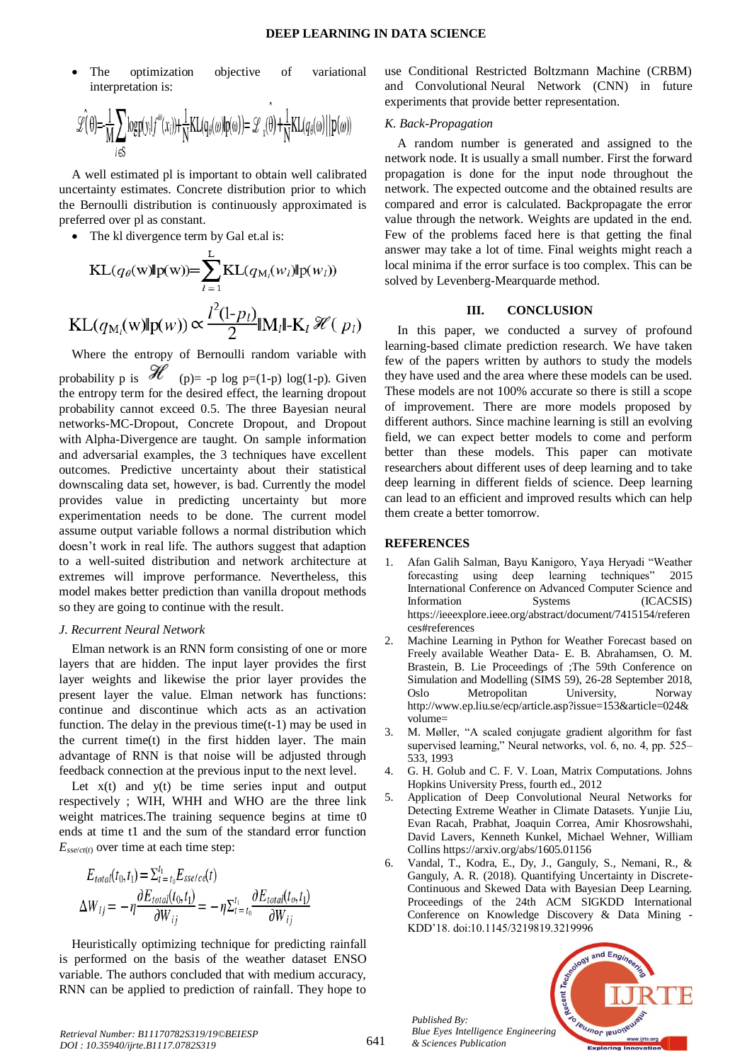- The optimization objective of variational interpretation is:

$$\hat{\mathcal{L}}(\theta) = -\frac{1}{M}\sum_{i \in S} \log p(y_i | f^{\omega}(x_i)) + \frac{1}{N}\mathrm{KL}(q_\theta(\omega) \| p(\omega)) = \hat{\mathcal{L}}_X(\theta) + \frac{1}{N}\mathrm{KL}(q_\theta(\omega)) || p(\omega))$$

A well estimated pl is important to obtain well calibrated uncertainty estimates. Concrete distribution prior to which the Bernoulli distribution is continuously approximated is preferred over pl as constant.

- The kl divergence term by Gal et.al is:

$$\mathrm{KL}(q_\theta(\mathrm{w}) \| \mathrm{p}(\mathrm{w})) = \sum_{l=1}^{L} \mathrm{KL}(q_{\mathrm{M}_l}(w_l) \| \mathrm{p}(w_l))$$

$$\mathrm{KL}(q_{\mathrm{M}_l}(\mathrm{w}) \| \mathrm{p}(w)) \propto \frac{l^2(1-p_l)}{2} \| \mathrm{M}_l \| \text{-} \mathrm{K}_l \mathscr{H}(p_l)$$

Where the entropy of Bernoulli random variable with probability p is $\mathscr{H}$ (p)= -p log p=(1-p) log(1-p). Given the entropy term for the desired effect, the learning dropout probability cannot exceed 0.5. The three Bayesian neural networks-MC-Dropout, Concrete Dropout, and Dropout with Alpha-Divergence are taught. On sample information and adversarial examples, the 3 techniques have excellent outcomes. Predictive uncertainty about their statistical downscaling data set, however, is bad. Currently the model provides value in predicting uncertainty but more experimentation needs to be done. The current model assume output variable follows a normal distribution which doesn't work in real life. The authors suggest that adaption to a well-suited distribution and network architecture at extremes will improve performance. Nevertheless, this model makes better prediction than vanilla dropout methods so they are going to continue with the result.

*J. Recurrent Neural Network*

Elman network is an RNN form consisting of one or more layers that are hidden. The input layer provides the first layer weights and likewise the prior layer provides the present layer the value. Elman network has functions: continue and discontinue which acts as an activation function. The delay in the previous time(t-1) may be used in the current time(t) in the first hidden layer. The main advantage of RNN is that noise will be adjusted through feedback connection at the previous input to the next level.

Let x(t) and y(t) be time series input and output respectively ; WIH, WHH and WHO are the three link weight matrices.The training sequence begins at time t0 ends at time t1 and the sum of the standard error function $E_{sse/ct(t)}$ over time at each time step:

$$E_{total}(t_0, t_1) = \Sigma_{t=t_0}^{t_1} E_{sse/ce}(t)$$

$$\Delta W_{ij} = -\eta \frac{\partial E_{total}(t_0, t_1)}{\partial W_{ij}} = -\eta \Sigma_{t=t_0}^{t_1} \frac{\partial E_{total}(t_o, t_1)}{\partial W_{ij}}$$

Heuristically optimizing technique for predicting rainfall is performed on the basis of the weather dataset ENSO variable. The authors concluded that with medium accuracy, RNN can be applied to prediction of rainfall. They hope to use Conditional Restricted Boltzmann Machine (CRBM) and Convolutional Neural Network (CNN) in future experiments that provide better representation.

*K. Back-Propagation*

A random number is generated and assigned to the network node. It is usually a small number. First the forward propagation is done for the input node throughout the network. The expected outcome and the obtained results are compared and error is calculated. Backpropagate the error value through the network. Weights are updated in the end. Few of the problems faced here is that getting the final answer may take a lot of time. Final weights might reach a local minima if the error surface is too complex. This can be solved by Levenberg-Mearquarde method.

## III. CONCLUSION

In this paper, we conducted a survey of profound learning-based climate prediction research. We have taken few of the papers written by authors to study the models they have used and the area where these models can be used. These models are not 100% accurate so there is still a scope of improvement. There are more models proposed by different authors. Since machine learning is still an evolving field, we can expect better models to come and perform better than these models. This paper can motivate researchers about different uses of deep learning and to take deep learning in different fields of science. Deep learning can lead to an efficient and improved results which can help them create a better tomorrow.

## REFERENCES

1. Afan Galih Salman, Bayu Kanigoro, Yaya Heryadi "Weather forecasting using deep learning techniques" 2015 International Conference on Advanced Computer Science and Information Systems (ICACSIS) https://ieeexplore.ieee.org/abstract/document/7415154/references#references
2. Machine Learning in Python for Weather Forecast based on Freely available Weather Data- E. B. Abrahamsen, O. M. Brastein, B. Lie Proceedings of ;The 59th Conference on Simulation and Modelling (SIMS 59), 26-28 September 2018, Oslo Metropolitan University, Norway http://www.ep.liu.se/ecp/article.asp?issue=153&article=024&volume=
3. M. Møller, "A scaled conjugate gradient algorithm for fast supervised learning," Neural networks, vol. 6, no. 4, pp. 525–533, 1993
4. G. H. Golub and C. F. V. Loan, Matrix Computations. Johns Hopkins University Press, fourth ed., 2012
5. Application of Deep Convolutional Neural Networks for Detecting Extreme Weather in Climate Datasets. Yunjie Liu, Evan Racah, Prabhat, Joaquin Correa, Amir Khosrowshahi, David Lavers, Kenneth Kunkel, Michael Wehner, William Collins https://arxiv.org/abs/1605.01156
6. Vandal, T., Kodra, E., Dy, J., Ganguly, S., Nemani, R., & Ganguly, A. R. (2018). Quantifying Uncertainty in Discrete-Continuous and Skewed Data with Bayesian Deep Learning. Proceedings of the 24th ACM SIGKDD International Conference on Knowledge Discovery & Data Mining - KDD'18. doi:10.1145/3219819.3219996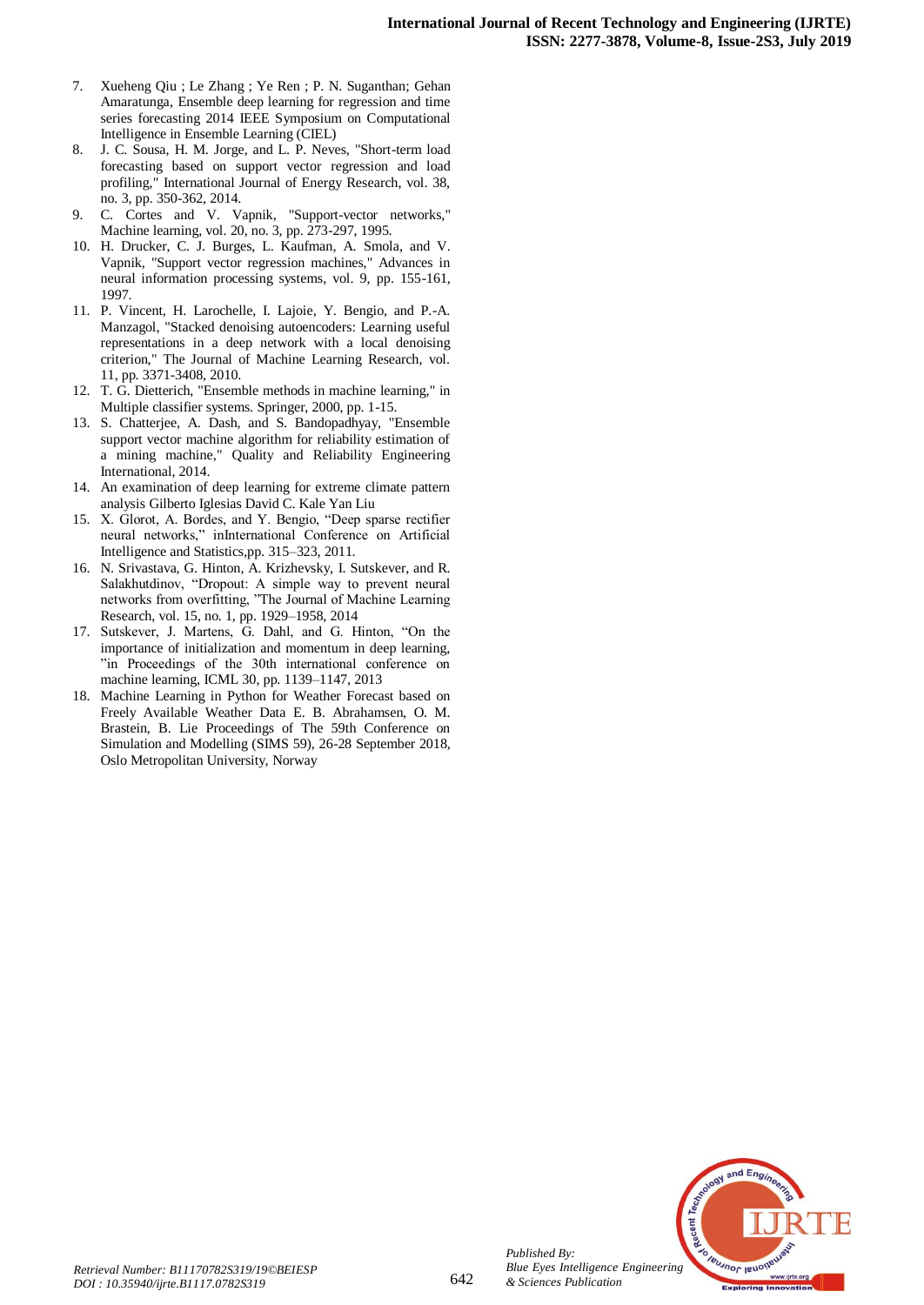7. Xueheng Qiu ; Le Zhang ; Ye Ren ; P. N. Suganthan; Gehan Amaratunga, Ensemble deep learning for regression and time series forecasting 2014 IEEE Symposium on Computational Intelligence in Ensemble Learning (CIEL)
8. J. C. Sousa, H. M. Jorge, and L. P. Neves, "Short-term load forecasting based on support vector regression and load profiling," International Journal of Energy Research, vol. 38, no. 3, pp. 350-362, 2014.
9. C. Cortes and V. Vapnik, "Support-vector networks," Machine learning, vol. 20, no. 3, pp. 273-297, 1995.
10. H. Drucker, C. J. Burges, L. Kaufman, A. Smola, and V. Vapnik, "Support vector regression machines," Advances in neural information processing systems, vol. 9, pp. 155-161, 1997.
11. P. Vincent, H. Larochelle, I. Lajoie, Y. Bengio, and P.-A. Manzagol, "Stacked denoising autoencoders: Learning useful representations in a deep network with a local denoising criterion," The Journal of Machine Learning Research, vol. 11, pp. 3371-3408, 2010.
12. T. G. Dietterich, "Ensemble methods in machine learning," in Multiple classifier systems. Springer, 2000, pp. 1-15.
13. S. Chatterjee, A. Dash, and S. Bandopadhyay, "Ensemble support vector machine algorithm for reliability estimation of a mining machine," Quality and Reliability Engineering International, 2014.
14. An examination of deep learning for extreme climate pattern analysis Gilberto Iglesias David C. Kale Yan Liu
15. X. Glorot, A. Bordes, and Y. Bengio, "Deep sparse rectifier neural networks," inInternational Conference on Artificial Intelligence and Statistics,pp. 315–323, 2011.
16. N. Srivastava, G. Hinton, A. Krizhevsky, I. Sutskever, and R. Salakhutdinov, "Dropout: A simple way to prevent neural networks from overfitting, "The Journal of Machine Learning Research, vol. 15, no. 1, pp. 1929–1958, 2014
17. Sutskever, J. Martens, G. Dahl, and G. Hinton, "On the importance of initialization and momentum in deep learning, "in Proceedings of the 30th international conference on machine learning, ICML 30, pp. 1139–1147, 2013
18. Machine Learning in Python for Weather Forecast based on Freely Available Weather Data E. B. Abrahamsen, O. M. Brastein, B. Lie Proceedings of The 59th Conference on Simulation and Modelling (SIMS 59), 26-28 September 2018, Oslo Metropolitan University, Norway